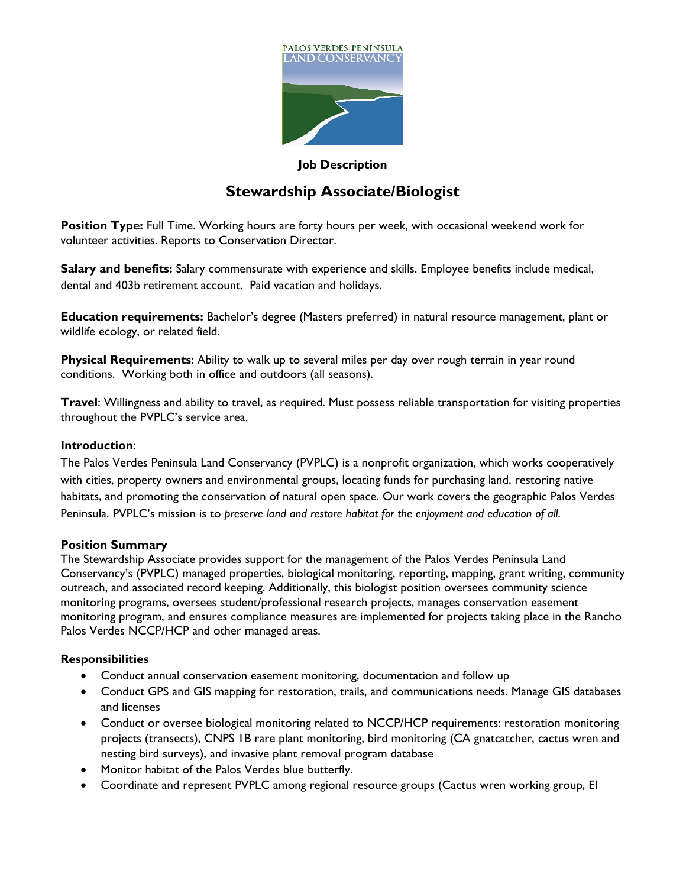PALOS VERDES PENINSULA LAND CONSERVANCY

**Job Description**

# Stewardship Associate/Biologist

**Position Type:** Full Time. Working hours are forty hours per week, with occasional weekend work for volunteer activities. Reports to Conservation Director.

**Salary and benefits:** Salary commensurate with experience and skills. Employee benefits include medical, dental and 403b retirement account. Paid vacation and holidays.

**Education requirements:** Bachelor's degree (Masters preferred) in natural resource management, plant or wildlife ecology, or related field.

**Physical Requirements**: Ability to walk up to several miles per day over rough terrain in year round conditions. Working both in office and outdoors (all seasons).

**Travel**: Willingness and ability to travel, as required. Must possess reliable transportation for visiting properties throughout the PVPLC's service area.

**Introduction**:

The Palos Verdes Peninsula Land Conservancy (PVPLC) is a nonprofit organization, which works cooperatively with cities, property owners and environmental groups, locating funds for purchasing land, restoring native habitats, and promoting the conservation of natural open space. Our work covers the geographic Palos Verdes Peninsula. PVPLC's mission is to *preserve land and restore habitat for the enjoyment and education of all.*

**Position Summary**

The Stewardship Associate provides support for the management of the Palos Verdes Peninsula Land Conservancy's (PVPLC) managed properties, biological monitoring, reporting, mapping, grant writing, community outreach, and associated record keeping. Additionally, this biologist position oversees community science monitoring programs, oversees student/professional research projects, manages conservation easement monitoring program, and ensures compliance measures are implemented for projects taking place in the Rancho Palos Verdes NCCP/HCP and other managed areas.

**Responsibilities**

- Conduct annual conservation easement monitoring, documentation and follow up
- Conduct GPS and GIS mapping for restoration, trails, and communications needs. Manage GIS databases and licenses
- Conduct or oversee biological monitoring related to NCCP/HCP requirements: restoration monitoring projects (transects), CNPS 1B rare plant monitoring, bird monitoring (CA gnatcatcher, cactus wren and nesting bird surveys), and invasive plant removal program database
- Monitor habitat of the Palos Verdes blue butterfly.
- Coordinate and represent PVPLC among regional resource groups (Cactus wren working group, El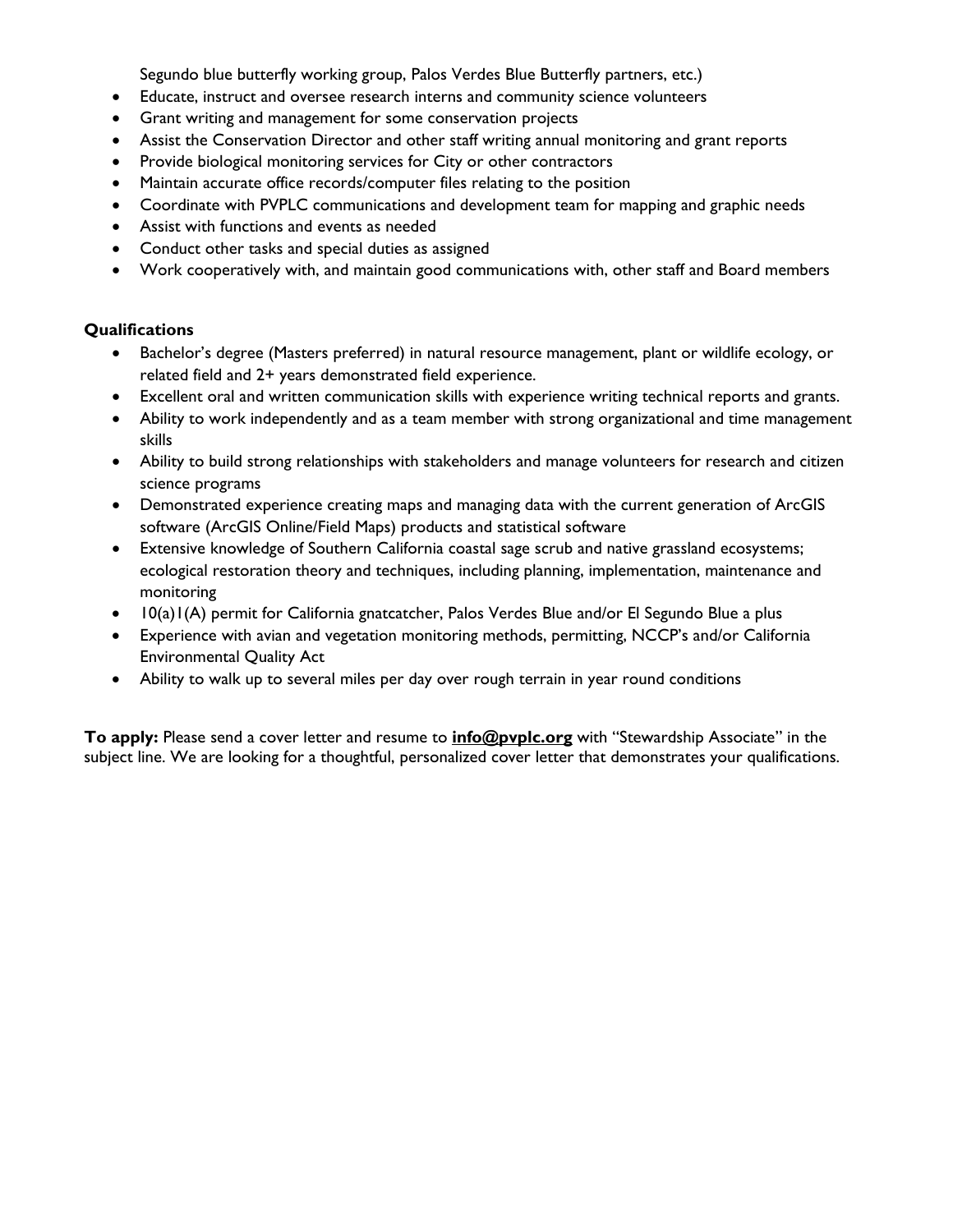Segundo blue butterfly working group, Palos Verdes Blue Butterfly partners, etc.)

- Educate, instruct and oversee research interns and community science volunteers
- Grant writing and management for some conservation projects
- Assist the Conservation Director and other staff writing annual monitoring and grant reports
- Provide biological monitoring services for City or other contractors
- Maintain accurate office records/computer files relating to the position
- Coordinate with PVPLC communications and development team for mapping and graphic needs
- Assist with functions and events as needed
- Conduct other tasks and special duties as assigned
- Work cooperatively with, and maintain good communications with, other staff and Board members

**Qualifications**

- Bachelor's degree (Masters preferred) in natural resource management, plant or wildlife ecology, or related field and 2+ years demonstrated field experience.
- Excellent oral and written communication skills with experience writing technical reports and grants.
- Ability to work independently and as a team member with strong organizational and time management skills
- Ability to build strong relationships with stakeholders and manage volunteers for research and citizen science programs
- Demonstrated experience creating maps and managing data with the current generation of ArcGIS software (ArcGIS Online/Field Maps) products and statistical software
- Extensive knowledge of Southern California coastal sage scrub and native grassland ecosystems; ecological restoration theory and techniques, including planning, implementation, maintenance and monitoring
- 10(a)1(A) permit for California gnatcatcher, Palos Verdes Blue and/or El Segundo Blue a plus
- Experience with avian and vegetation monitoring methods, permitting, NCCP's and/or California Environmental Quality Act
- Ability to walk up to several miles per day over rough terrain in year round conditions

**To apply:** Please send a cover letter and resume to **info@pvplc.org** with "Stewardship Associate" in the subject line. We are looking for a thoughtful, personalized cover letter that demonstrates your qualifications.